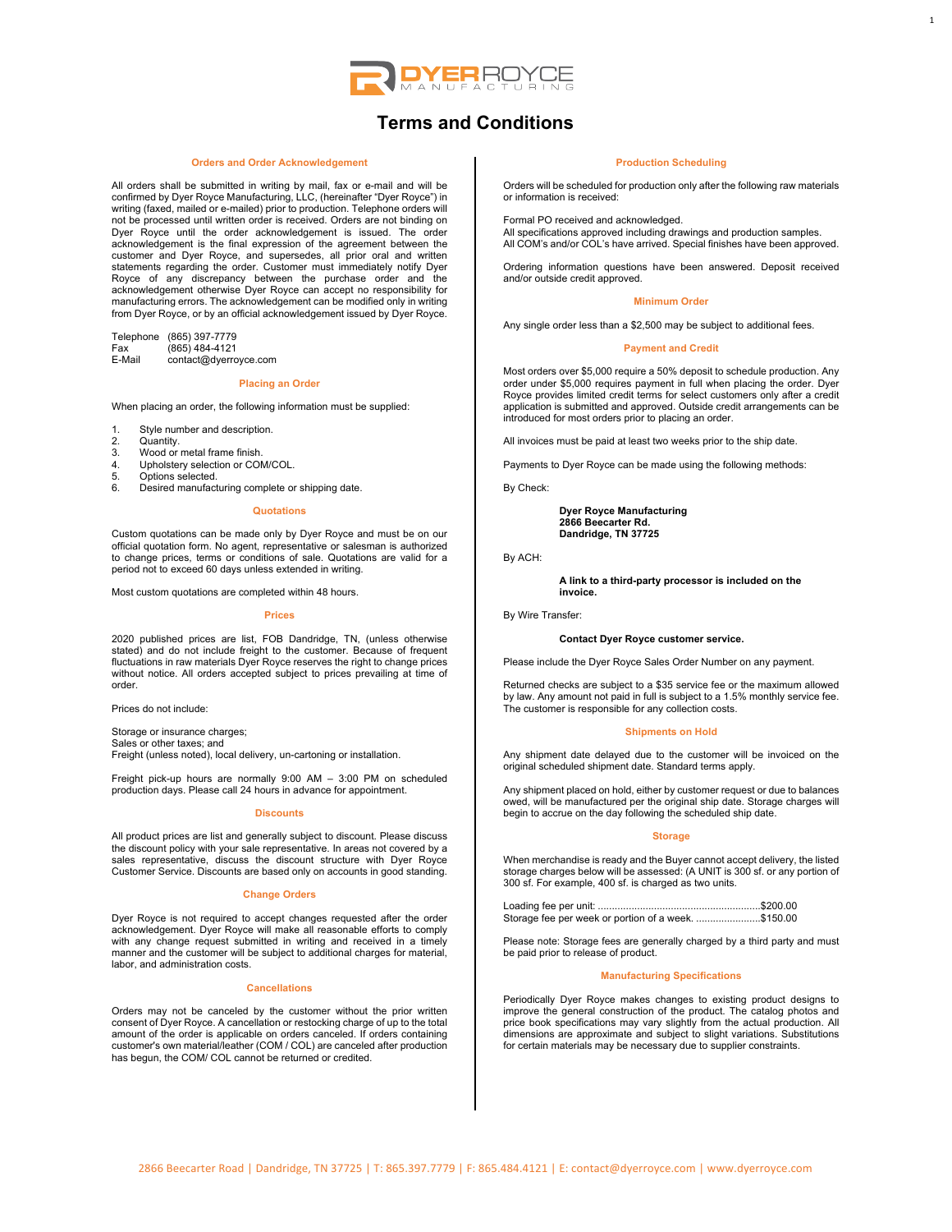# Terms and Conditions

## Orders and Order Acknowledgement

All orders shall be submitted in writing by mail, fax or e-mail and will be confirmed by Dyer Royce Manufacturing, LLC, (hereinafter "Dyer Royce") in writing (faxed, mailed or e-mailed) prior to production. Telephone orders will not be processed until written order is received. Orders are not binding on Dyer Royce until the order acknowledgement is issued. The order acknowledgement is the final expression of the agreement between the customer and Dyer Royce, and supersedes, all prior oral and written statements regarding the order. Customer must immediately notify Dyer Royce of any discrepancy between the purchase order and the acknowledgement otherwise Dyer Royce can accept no responsibility for manufacturing errors. The acknowledgement can be modified only in writing from Dyer Royce, or by an official acknowledgement issued by Dyer Royce.

Telephone (865) 397-7779
Fax (865) 484-4121
E-Mail contact@dyerroyce.com

## Placing an Order

When placing an order, the following information must be supplied:

1. Style number and description.
2. Quantity.
3. Wood or metal frame finish.
4. Upholstery selection or COM/COL.
5. Options selected.
6. Desired manufacturing complete or shipping date.

## Quotations

Custom quotations can be made only by Dyer Royce and must be on our official quotation form. No agent, representative or salesman is authorized to change prices, terms or conditions of sale. Quotations are valid for a period not to exceed 60 days unless extended in writing.

Most custom quotations are completed within 48 hours.

## Prices

2020 published prices are list, FOB Dandridge, TN, (unless otherwise stated) and do not include freight to the customer. Because of frequent fluctuations in raw materials Dyer Royce reserves the right to change prices without notice. All orders accepted subject to prices prevailing at time of order.

Prices do not include:

Storage or insurance charges;
Sales or other taxes; and
Freight (unless noted), local delivery, un-cartoning or installation.

Freight pick-up hours are normally 9:00 AM – 3:00 PM on scheduled production days. Please call 24 hours in advance for appointment.

## Discounts

All product prices are list and generally subject to discount. Please discuss the discount policy with your sale representative. In areas not covered by a sales representative, discuss the discount structure with Dyer Royce Customer Service. Discounts are based only on accounts in good standing.

## Change Orders

Dyer Royce is not required to accept changes requested after the order acknowledgement. Dyer Royce will make all reasonable efforts to comply with any change request submitted in writing and received in a timely manner and the customer will be subject to additional charges for material, labor, and administration costs.

## Cancellations

Orders may not be canceled by the customer without the prior written consent of Dyer Royce. A cancellation or restocking charge of up to the total amount of the order is applicable on orders canceled. If orders containing customer's own material/leather (COM / COL) are canceled after production has begun, the COM/ COL cannot be returned or credited.

## Production Scheduling

Orders will be scheduled for production only after the following raw materials or information is received:

Formal PO received and acknowledged.
All specifications approved including drawings and production samples.
All COM's and/or COL's have arrived. Special finishes have been approved.

Ordering information questions have been answered. Deposit received and/or outside credit approved.

## Minimum Order

Any single order less than a $2,500 may be subject to additional fees.

## Payment and Credit

Most orders over $5,000 require a 50% deposit to schedule production. Any order under $5,000 requires payment in full when placing the order. Dyer Royce provides limited credit terms for select customers only after a credit application is submitted and approved. Outside credit arrangements can be introduced for most orders prior to placing an order.

All invoices must be paid at least two weeks prior to the ship date.

Payments to Dyer Royce can be made using the following methods:

By Check:

**Dyer Royce Manufacturing**
**2866 Beecarter Rd.**
**Dandridge, TN 37725**

By ACH:

**A link to a third-party processor is included on the invoice.**

By Wire Transfer:

**Contact Dyer Royce customer service.**

Please include the Dyer Royce Sales Order Number on any payment.

Returned checks are subject to a $35 service fee or the maximum allowed by law. Any amount not paid in full is subject to a 1.5% monthly service fee. The customer is responsible for any collection costs.

## Shipments on Hold

Any shipment date delayed due to the customer will be invoiced on the original scheduled shipment date. Standard terms apply.

Any shipment placed on hold, either by customer request or due to balances owed, will be manufactured per the original ship date. Storage charges will begin to accrue on the day following the scheduled ship date.

## Storage

When merchandise is ready and the Buyer cannot accept delivery, the listed storage charges below will be assessed: (A UNIT is 300 sf. or any portion of 300 sf. For example, 400 sf. is charged as two units.

Loading fee per unit: ..........................................................$200.00
Storage fee per week or portion of a week. .......................$150.00

Please note: Storage fees are generally charged by a third party and must be paid prior to release of product.

## Manufacturing Specifications

Periodically Dyer Royce makes changes to existing product designs to improve the general construction of the product. The catalog photos and price book specifications may vary slightly from the actual production. All dimensions are approximate and subject to slight variations. Substitutions for certain materials may be necessary due to supplier constraints.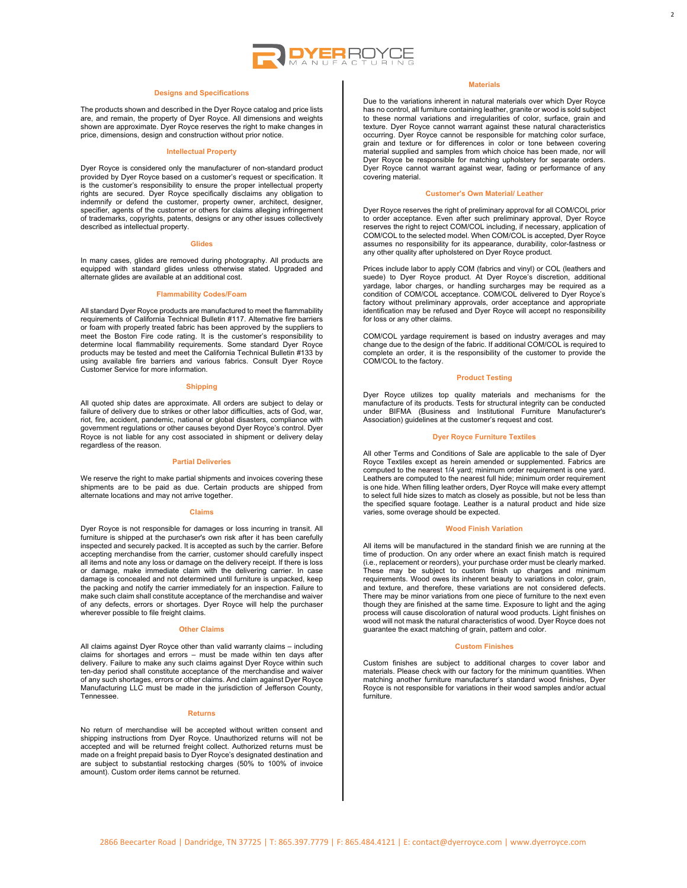## Designs and Specifications

The products shown and described in the Dyer Royce catalog and price lists are, and remain, the property of Dyer Royce. All dimensions and weights shown are approximate. Dyer Royce reserves the right to make changes in price, dimensions, design and construction without prior notice.

## Intellectual Property

Dyer Royce is considered only the manufacturer of non-standard product provided by Dyer Royce based on a customer's request or specification. It is the customer's responsibility to ensure the proper intellectual property rights are secured. Dyer Royce specifically disclaims any obligation to indemnify or defend the customer, property owner, architect, designer, specifier, agents of the customer or others for claims alleging infringement of trademarks, copyrights, patents, designs or any other issues collectively described as intellectual property.

## Glides

In many cases, glides are removed during photography. All products are equipped with standard glides unless otherwise stated. Upgraded and alternate glides are available at an additional cost.

## Flammability Codes/Foam

All standard Dyer Royce products are manufactured to meet the flammability requirements of California Technical Bulletin #117. Alternative fire barriers or foam with properly treated fabric has been approved by the suppliers to meet the Boston Fire code rating. It is the customer's responsibility to determine local flammability requirements. Some standard Dyer Royce products may be tested and meet the California Technical Bulletin #133 by using available fire barriers and various fabrics. Consult Dyer Royce Customer Service for more information.

## Shipping

All quoted ship dates are approximate. All orders are subject to delay or failure of delivery due to strikes or other labor difficulties, acts of God, war, riot, fire, accident, pandemic, national or global disasters, compliance with government regulations or other causes beyond Dyer Royce's control. Dyer Royce is not liable for any cost associated in shipment or delivery delay regardless of the reason.

## Partial Deliveries

We reserve the right to make partial shipments and invoices covering these shipments are to be paid as due. Certain products are shipped from alternate locations and may not arrive together.

## Claims

Dyer Royce is not responsible for damages or loss incurring in transit. All furniture is shipped at the purchaser's own risk after it has been carefully inspected and securely packed. It is accepted as such by the carrier. Before accepting merchandise from the carrier, customer should carefully inspect all items and note any loss or damage on the delivery receipt. If there is loss or damage, make immediate claim with the delivering carrier. In case damage is concealed and not determined until furniture is unpacked, keep the packing and notify the carrier immediately for an inspection. Failure to make such claim shall constitute acceptance of the merchandise and waiver of any defects, errors or shortages. Dyer Royce will help the purchaser wherever possible to file freight claims.

## Other Claims

All claims against Dyer Royce other than valid warranty claims – including claims for shortages and errors – must be made within ten days after delivery. Failure to make any such claims against Dyer Royce within such ten-day period shall constitute acceptance of the merchandise and waiver of any such shortages, errors or other claims. And claim against Dyer Royce Manufacturing LLC must be made in the jurisdiction of Jefferson County, Tennessee.

## Returns

No return of merchandise will be accepted without written consent and shipping instructions from Dyer Royce. Unauthorized returns will not be accepted and will be returned freight collect. Authorized returns must be made on a freight prepaid basis to Dyer Royce's designated destination and are subject to substantial restocking charges (50% to 100% of invoice amount). Custom order items cannot be returned.

## Materials

Due to the variations inherent in natural materials over which Dyer Royce has no control, all furniture containing leather, granite or wood is sold subject to these normal variations and irregularities of color, surface, grain and texture. Dyer Royce cannot warrant against these natural characteristics occurring. Dyer Royce cannot be responsible for matching color surface, grain and texture or for differences in color or tone between covering material supplied and samples from which choice has been made, nor will Dyer Royce be responsible for matching upholstery for separate orders. Dyer Royce cannot warrant against wear, fading or performance of any covering material.

## Customer's Own Material/ Leather

Dyer Royce reserves the right of preliminary approval for all COM/COL prior to order acceptance. Even after such preliminary approval, Dyer Royce reserves the right to reject COM/COL including, if necessary, application of COM/COL to the selected model. When COM/COL is accepted, Dyer Royce assumes no responsibility for its appearance, durability, color-fastness or any other quality after upholstered on Dyer Royce product.

Prices include labor to apply COM (fabrics and vinyl) or COL (leathers and suede) to Dyer Royce product. At Dyer Royce's discretion, additional yardage, labor charges, or handling surcharges may be required as a condition of COM/COL acceptance. COM/COL delivered to Dyer Royce's factory without preliminary approvals, order acceptance and appropriate identification may be refused and Dyer Royce will accept no responsibility for loss or any other claims.

COM/COL yardage requirement is based on industry averages and may change due to the design of the fabric. If additional COM/COL is required to complete an order, it is the responsibility of the customer to provide the COM/COL to the factory.

## Product Testing

Dyer Royce utilizes top quality materials and mechanisms for the manufacture of its products. Tests for structural integrity can be conducted under BIFMA (Business and Institutional Furniture Manufacturer's Association) guidelines at the customer's request and cost.

## Dyer Royce Furniture Textiles

All other Terms and Conditions of Sale are applicable to the sale of Dyer Royce Textiles except as herein amended or supplemented. Fabrics are computed to the nearest 1/4 yard; minimum order requirement is one yard. Leathers are computed to the nearest full hide; minimum order requirement is one hide. When filling leather orders, Dyer Royce will make every attempt to select full hide sizes to match as closely as possible, but not be less than the specified square footage. Leather is a natural product and hide size varies, some overage should be expected.

## Wood Finish Variation

All items will be manufactured in the standard finish we are running at the time of production. On any order where an exact finish match is required (i.e., replacement or reorders), your purchase order must be clearly marked. These may be subject to custom finish up charges and minimum requirements. Wood owes its inherent beauty to variations in color, grain, and texture, and therefore, these variations are not considered defects. There may be minor variations from one piece of furniture to the next even though they are finished at the same time. Exposure to light and the aging process will cause discoloration of natural wood products. Light finishes on wood will not mask the natural characteristics of wood. Dyer Royce does not guarantee the exact matching of grain, pattern and color.

## Custom Finishes

Custom finishes are subject to additional charges to cover labor and materials. Please check with our factory for the minimum quantities. When matching another furniture manufacturer's standard wood finishes, Dyer Royce is not responsible for variations in their wood samples and/or actual furniture.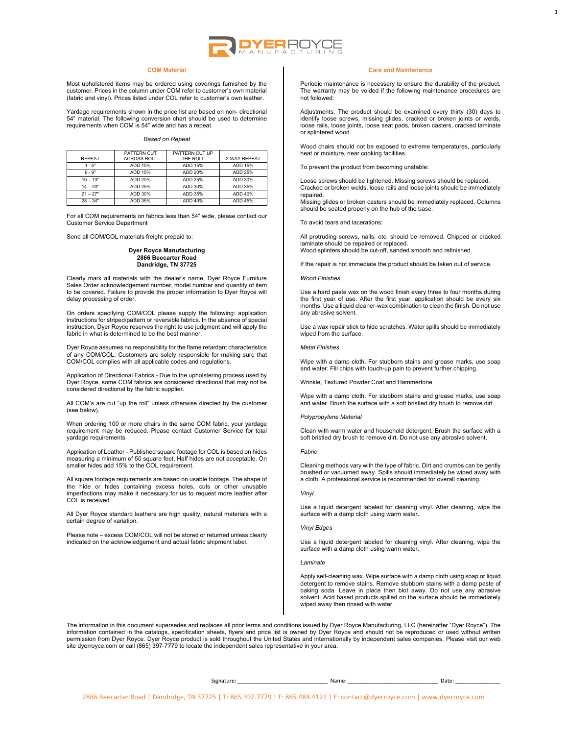## COM Material

Most upholstered items may be ordered using coverings furnished by the customer. Prices in the column under COM refer to customer's own material (fabric and vinyl). Prices listed under COL refer to customer's own leather.

Yardage requirements shown in the price list are based on non- directional 54" material. The following conversion chart should be used to determine requirements when COM is 54" wide and has a repeat.

*Based on Repeat*

| REPEAT | PATTERN CUT ACROSS ROLL | PATTERN CUT UP THE ROLL | 2-WAY REPEAT |
|---|---|---|---|
| 1 - 5" | ADD 10% | ADD 15% | ADD 15% |
| 6 - 9" | ADD 15% | ADD 20% | ADD 25% |
| 10 – 13" | ADD 20% | ADD 25% | ADD 30% |
| 14 – 20" | ADD 25% | ADD 30% | ADD 35% |
| 21 – 27" | ADD 30% | ADD 35% | ADD 40% |
| 28 – 34" | ADD 35% | ADD 40% | ADD 45% |

For all COM requirements on fabrics less than 54" wide, please contact our Customer Service Department

Send all COM/COL materials freight prepaid to:

**Dyer Royce Manufacturing**
**2866 Beecarter Road**
**Dandridge, TN 37725**

Clearly mark all materials with the dealer's name, Dyer Royce Furniture Sales Order acknowledgement number, model number and quantity of item to be covered. Failure to provide the proper information to Dyer Royce will delay processing of order.

On orders specifying COM/COL please supply the following: application instructions for striped/pattern or reversible fabrics. In the absence of special instruction, Dyer Royce reserves the right to use judgment and will apply the fabric in what is determined to be the best manner.

Dyer Royce assumes no responsibility for the flame retardant characteristics of any COM/COL. Customers are solely responsible for making sure that COM/COL complies with all applicable codes and regulations.

Application of Directional Fabrics - Due to the upholstering process used by Dyer Royce, some COM fabrics are considered directional that may not be considered directional by the fabric supplier.

All COM's are cut "up the roll" unless otherwise directed by the customer (see below).

When ordering 100 or more chairs in the same COM fabric, your yardage requirement may be reduced. Please contact Customer Service for total yardage requirements.

Application of Leather - Published square footage for COL is based on hides measuring a minimum of 50 square feet. Half hides are not acceptable. On smaller hides add 15% to the COL requirement.

All square footage requirements are based on usable footage. The shape of the hide or hides containing excess holes, cuts or other unusable imperfections may make it necessary for us to request more leather after COL is received.

All Dyer Royce standard leathers are high quality, natural materials with a certain degree of variation.

Please note – excess COM/COL will not be stored or returned unless clearly indicated on the acknowledgement and actual fabric shipment label.

## Care and Maintenance

Periodic maintenance is necessary to ensure the durability of the product. The warranty may be voided if the following maintenance procedures are not followed:

Adjustments: The product should be examined every thirty (30) days to identify loose screws, missing glides, cracked or broken joints or welds, loose rails, loose joints, loose seat pads, broken casters, cracked laminate or splintered wood.

Wood chairs should not be exposed to extreme temperatures, particularly heat or moisture, near cooking facilities.

To prevent the product from becoming unstable:

Loose screws should be tightened. Missing screws should be replaced.
Cracked or broken welds, loose rails and loose joints should be immediately repaired.
Missing glides or broken casters should be immediately replaced. Columns should be seated properly on the hub of the base.

To avoid tears and lacerations:

All protruding screws, nails, etc. should be removed. Chipped or cracked laminate should be repaired or replaced.
Wood splinters should be cut-off, sanded smooth and refinished.

If the repair is not immediate the product should be taken out of service.

*Wood Finishes*

Use a hard paste wax on the wood finish every three to four months during the first year of use. After the first year, application should be every six months. Use a liquid cleaner-wax combination to clean the finish. Do not use any abrasive solvent.

Use a wax repair stick to hide scratches. Water spills should be immediately wiped from the surface.

*Metal Finishes*

Wipe with a damp cloth. For stubborn stains and grease marks, use soap and water. Fill chips with touch-up pain to prevent further chipping.

Wrinkle, Textured Powder Coat and Hammertone

Wipe with a damp cloth. For stubborn stains and grease marks, use soap and water. Brush the surface with a soft bristled dry brush to remove dirt.

*Polypropylene Material*

Clean with warm water and household detergent. Brush the surface with a soft bristled dry brush to remove dirt. Do not use any abrasive solvent.

*Fabric*

Cleaning methods vary with the type of fabric. Dirt and crumbs can be gently brushed or vacuumed away. Spills should immediately be wiped away with a cloth. A professional service is recommended for overall cleaning.

*Vinyl*

Use a liquid detergent labeled for cleaning vinyl. After cleaning, wipe the surface with a damp cloth using warm water.

*Vinyl Edges*

Use a liquid detergent labeled for cleaning vinyl. After cleaning, wipe the surface with a damp cloth using warm water.

*Laminate*

Apply self-cleaning wax. Wipe surface with a damp cloth using soap or liquid detergent to remove stains. Remove stubborn stains with a damp paste of baking soda. Leave in place then blot away. Do not use any abrasive solvent. Acid based products spilled on the surface should be immediately wiped away then rinsed with water.

The information in this document supersedes and replaces all prior terms and conditions issued by Dyer Royce Manufacturing, LLC (hereinafter "Dyer Royce"). The information contained in the catalogs, specification sheets, flyers and price list is owned by Dyer Royce and should not be reproduced or used without written permission from Dyer Royce. Dyer Royce product is sold throughout the United States and internationally by independent sales companies. Please visit our web site dyerroyce.com or call (865) 397-7779 to locate the independent sales representative in your area.

Signature: ____________________________ Name: ____________________________ Date: ______________

2866 Beecarter Road | Dandridge, TN 37725 | T: 865.397.7779 | F: 865.484.4121 | E: contact@dyerroyce.com | www.dyerroyce.com